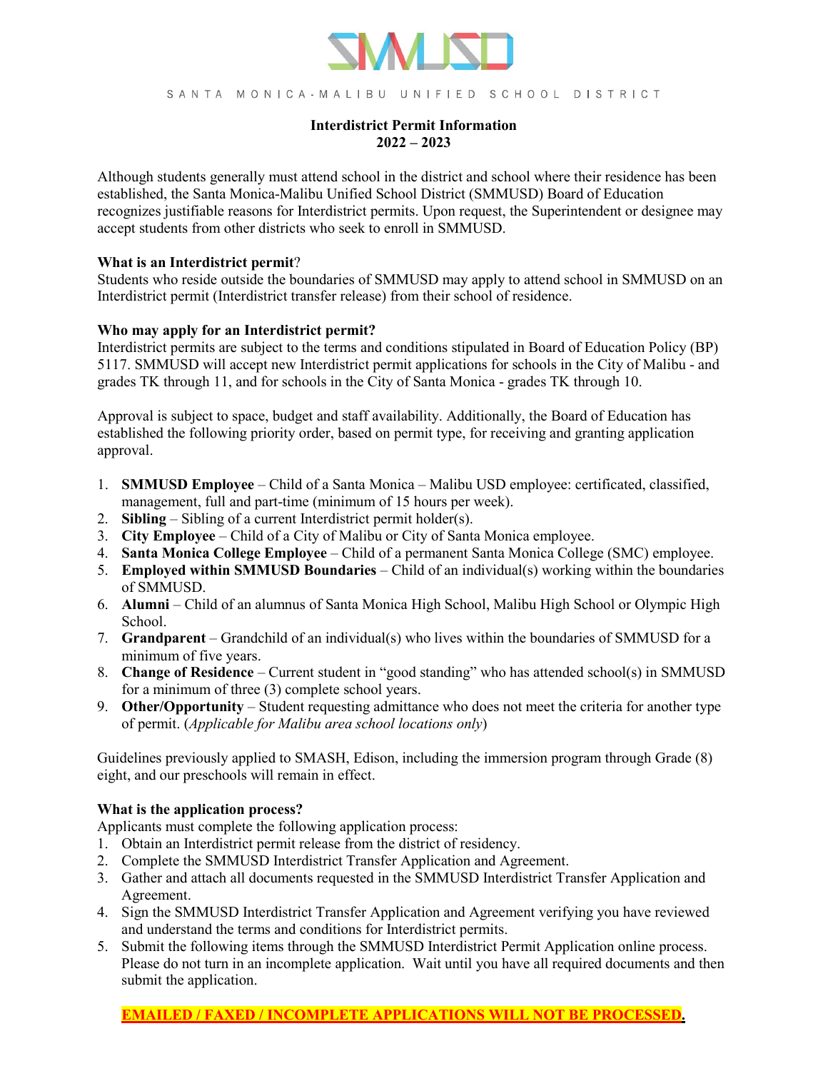SANTA MONICA-MALIBU UNIFIED SCHOOL DISTRICT

# Interdistrict Permit Information
## 2022 – 2023

Although students generally must attend school in the district and school where their residence has been established, the Santa Monica-Malibu Unified School District (SMMUSD) Board of Education recognizes justifiable reasons for Interdistrict permits. Upon request, the Superintendent or designee may accept students from other districts who seek to enroll in SMMUSD.

**What is an Interdistrict permit**?

Students who reside outside the boundaries of SMMUSD may apply to attend school in SMMUSD on an Interdistrict permit (Interdistrict transfer release) from their school of residence.

**Who may apply for an Interdistrict permit?**

Interdistrict permits are subject to the terms and conditions stipulated in Board of Education Policy (BP) 5117. SMMUSD will accept new Interdistrict permit applications for schools in the City of Malibu - and grades TK through 11, and for schools in the City of Santa Monica - grades TK through 10.

Approval is subject to space, budget and staff availability. Additionally, the Board of Education has established the following priority order, based on permit type, for receiving and granting application approval.

1. **SMMUSD Employee** – Child of a Santa Monica – Malibu USD employee: certificated, classified, management, full and part-time (minimum of 15 hours per week).
2. **Sibling** – Sibling of a current Interdistrict permit holder(s).
3. **City Employee** – Child of a City of Malibu or City of Santa Monica employee.
4. **Santa Monica College Employee** – Child of a permanent Santa Monica College (SMC) employee.
5. **Employed within SMMUSD Boundaries** – Child of an individual(s) working within the boundaries of SMMUSD.
6. **Alumni** – Child of an alumnus of Santa Monica High School, Malibu High School or Olympic High School.
7. **Grandparent** – Grandchild of an individual(s) who lives within the boundaries of SMMUSD for a minimum of five years.
8. **Change of Residence** – Current student in "good standing" who has attended school(s) in SMMUSD for a minimum of three (3) complete school years.
9. **Other/Opportunity** – Student requesting admittance who does not meet the criteria for another type of permit. (*Applicable for Malibu area school locations only*)

Guidelines previously applied to SMASH, Edison, including the immersion program through Grade (8) eight, and our preschools will remain in effect.

**What is the application process?**

Applicants must complete the following application process:

1. Obtain an Interdistrict permit release from the district of residency.
2. Complete the SMMUSD Interdistrict Transfer Application and Agreement.
3. Gather and attach all documents requested in the SMMUSD Interdistrict Transfer Application and Agreement.
4. Sign the SMMUSD Interdistrict Transfer Application and Agreement verifying you have reviewed and understand the terms and conditions for Interdistrict permits.
5. Submit the following items through the SMMUSD Interdistrict Permit Application online process. Please do not turn in an incomplete application. Wait until you have all required documents and then submit the application.

**EMAILED / FAXED / INCOMPLETE APPLICATIONS WILL NOT BE PROCESSED.**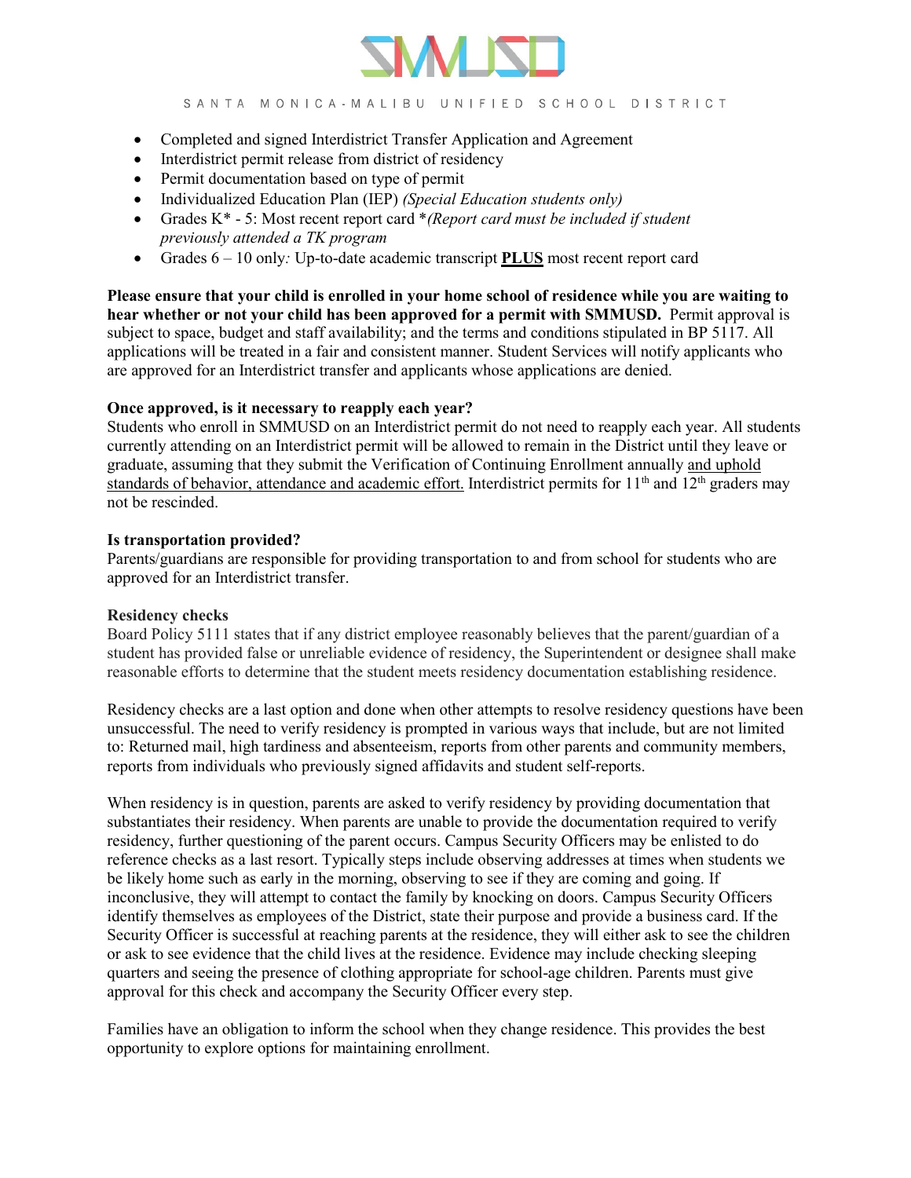- Completed and signed Interdistrict Transfer Application and Agreement
- Interdistrict permit release from district of residency
- Permit documentation based on type of permit
- Individualized Education Plan (IEP) *(Special Education students only)*
- Grades K* - 5: Most recent report card **(Report card must be included if student previously attended a TK program*
- Grades 6 – 10 only*:* Up-to-date academic transcript **PLUS** most recent report card

**Please ensure that your child is enrolled in your home school of residence while you are waiting to hear whether or not your child has been approved for a permit with SMMUSD.** Permit approval is subject to space, budget and staff availability; and the terms and conditions stipulated in BP 5117. All applications will be treated in a fair and consistent manner. Student Services will notify applicants who are approved for an Interdistrict transfer and applicants whose applications are denied.

**Once approved, is it necessary to reapply each year?**

Students who enroll in SMMUSD on an Interdistrict permit do not need to reapply each year. All students currently attending on an Interdistrict permit will be allowed to remain in the District until they leave or graduate, assuming that they submit the Verification of Continuing Enrollment annually and uphold standards of behavior, attendance and academic effort. Interdistrict permits for 11th and 12th graders may not be rescinded.

**Is transportation provided?**

Parents/guardians are responsible for providing transportation to and from school for students who are approved for an Interdistrict transfer.

**Residency checks**

Board Policy 5111 states that if any district employee reasonably believes that the parent/guardian of a student has provided false or unreliable evidence of residency, the Superintendent or designee shall make reasonable efforts to determine that the student meets residency documentation establishing residence.

Residency checks are a last option and done when other attempts to resolve residency questions have been unsuccessful. The need to verify residency is prompted in various ways that include, but are not limited to: Returned mail, high tardiness and absenteeism, reports from other parents and community members, reports from individuals who previously signed affidavits and student self-reports.

When residency is in question, parents are asked to verify residency by providing documentation that substantiates their residency. When parents are unable to provide the documentation required to verify residency, further questioning of the parent occurs. Campus Security Officers may be enlisted to do reference checks as a last resort. Typically steps include observing addresses at times when students we be likely home such as early in the morning, observing to see if they are coming and going. If inconclusive, they will attempt to contact the family by knocking on doors. Campus Security Officers identify themselves as employees of the District, state their purpose and provide a business card. If the Security Officer is successful at reaching parents at the residence, they will either ask to see the children or ask to see evidence that the child lives at the residence. Evidence may include checking sleeping quarters and seeing the presence of clothing appropriate for school-age children. Parents must give approval for this check and accompany the Security Officer every step.

Families have an obligation to inform the school when they change residence. This provides the best opportunity to explore options for maintaining enrollment.